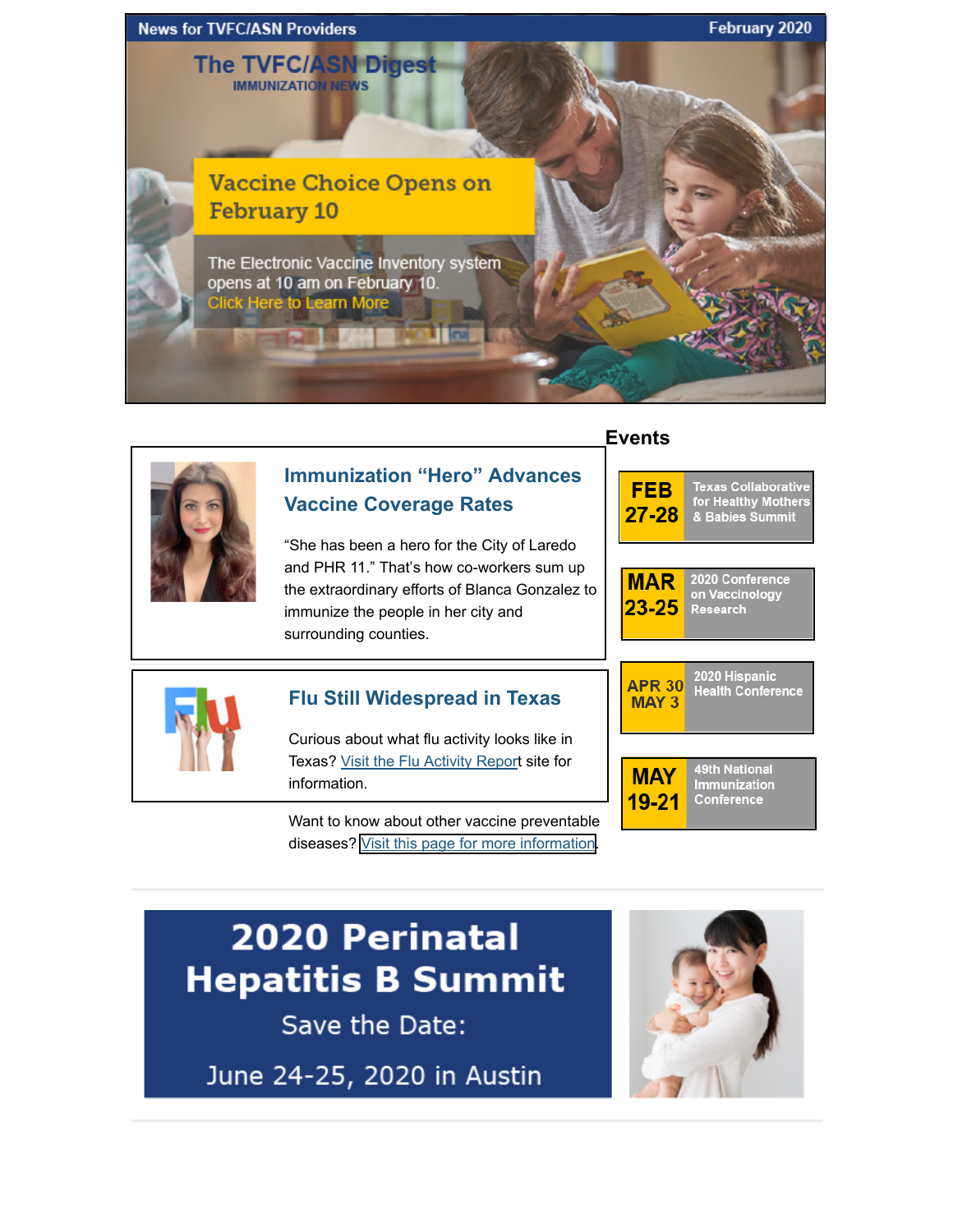News for TVFC/ASN Providers — February 2020

# The TVFC/ASN Digest

IMMUNIZATION NEWS

## Vaccine Choice Opens on February 10

The Electronic Vaccine Inventory system opens at 10 am on February 10.
Click Here to Learn More

## Immunization "Hero" Advances Vaccine Coverage Rates

"She has been a hero for the City of Laredo and PHR 11." That's how co-workers sum up the extraordinary efforts of Blanca Gonzalez to immunize the people in her city and surrounding counties.

## Flu Still Widespread in Texas

Curious about what flu activity looks like in Texas? Visit the Flu Activity Report site for information.

Want to know about other vaccine preventable diseases? Visit this page for more information.

## Events

- **FEB 27-28** — Texas Collaborative for Healthy Mothers & Babies Summit
- **MAR 23-25** — 2020 Conference on Vaccinology Research
- **APR 30 MAY 3** — 2020 Hispanic Health Conference
- **MAY 19-21** — 49th National Immunization Conference

## 2020 Perinatal Hepatitis B Summit

Save the Date:

June 24-25, 2020 in Austin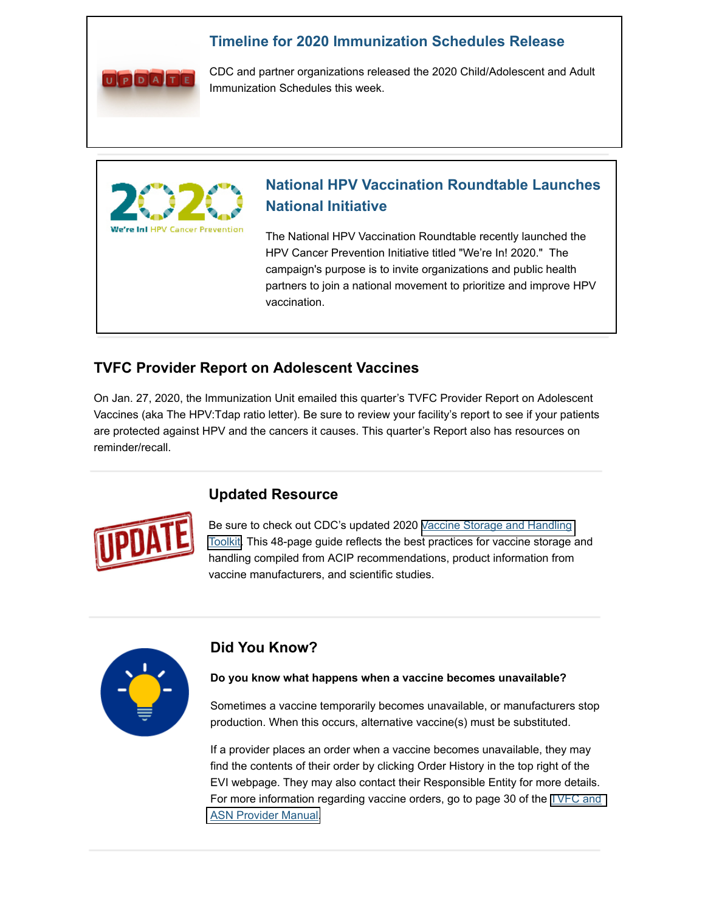### Timeline for 2020 Immunization Schedules Release

CDC and partner organizations released the 2020 Child/Adolescent and Adult Immunization Schedules this week.

### National HPV Vaccination Roundtable Launches National Initiative

The National HPV Vaccination Roundtable recently launched the HPV Cancer Prevention Initiative titled "We're In! 2020." The campaign's purpose is to invite organizations and public health partners to join a national movement to prioritize and improve HPV vaccination.

### TVFC Provider Report on Adolescent Vaccines

On Jan. 27, 2020, the Immunization Unit emailed this quarter's TVFC Provider Report on Adolescent Vaccines (aka The HPV:Tdap ratio letter). Be sure to review your facility's report to see if your patients are protected against HPV and the cancers it causes. This quarter's Report also has resources on reminder/recall.

### Updated Resource

Be sure to check out CDC's updated 2020 Vaccine Storage and Handling Toolkit. This 48-page guide reflects the best practices for vaccine storage and handling compiled from ACIP recommendations, product information from vaccine manufacturers, and scientific studies.

### Did You Know?

**Do you know what happens when a vaccine becomes unavailable?**

Sometimes a vaccine temporarily becomes unavailable, or manufacturers stop production. When this occurs, alternative vaccine(s) must be substituted.

If a provider places an order when a vaccine becomes unavailable, they may find the contents of their order by clicking Order History in the top right of the EVI webpage. They may also contact their Responsible Entity for more details. For more information regarding vaccine orders, go to page 30 of the TVFC and ASN Provider Manual.